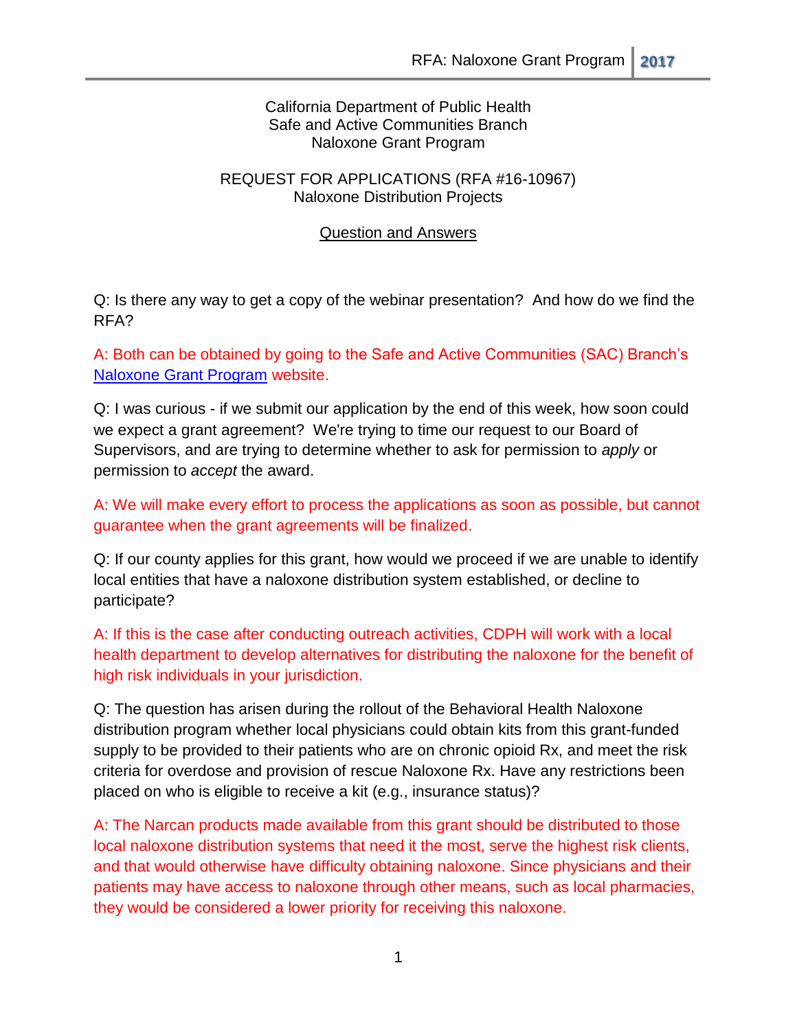California Department of Public Health
Safe and Active Communities Branch
Naloxone Grant Program

REQUEST FOR APPLICATIONS (RFA #16-10967)
Naloxone Distribution Projects

## Question and Answers

Q: Is there any way to get a copy of the webinar presentation? And how do we find the RFA?

A: Both can be obtained by going to the Safe and Active Communities (SAC) Branch's [Naloxone Grant Program](#) website.

Q: I was curious - if we submit our application by the end of this week, how soon could we expect a grant agreement? We're trying to time our request to our Board of Supervisors, and are trying to determine whether to ask for permission to *apply* or permission to *accept* the award.

A: We will make every effort to process the applications as soon as possible, but cannot guarantee when the grant agreements will be finalized.

Q: If our county applies for this grant, how would we proceed if we are unable to identify local entities that have a naloxone distribution system established, or decline to participate?

A: If this is the case after conducting outreach activities, CDPH will work with a local health department to develop alternatives for distributing the naloxone for the benefit of high risk individuals in your jurisdiction.

Q: The question has arisen during the rollout of the Behavioral Health Naloxone distribution program whether local physicians could obtain kits from this grant-funded supply to be provided to their patients who are on chronic opioid Rx, and meet the risk criteria for overdose and provision of rescue Naloxone Rx. Have any restrictions been placed on who is eligible to receive a kit (e.g., insurance status)?

A: The Narcan products made available from this grant should be distributed to those local naloxone distribution systems that need it the most, serve the highest risk clients, and that would otherwise have difficulty obtaining naloxone. Since physicians and their patients may have access to naloxone through other means, such as local pharmacies, they would be considered a lower priority for receiving this naloxone.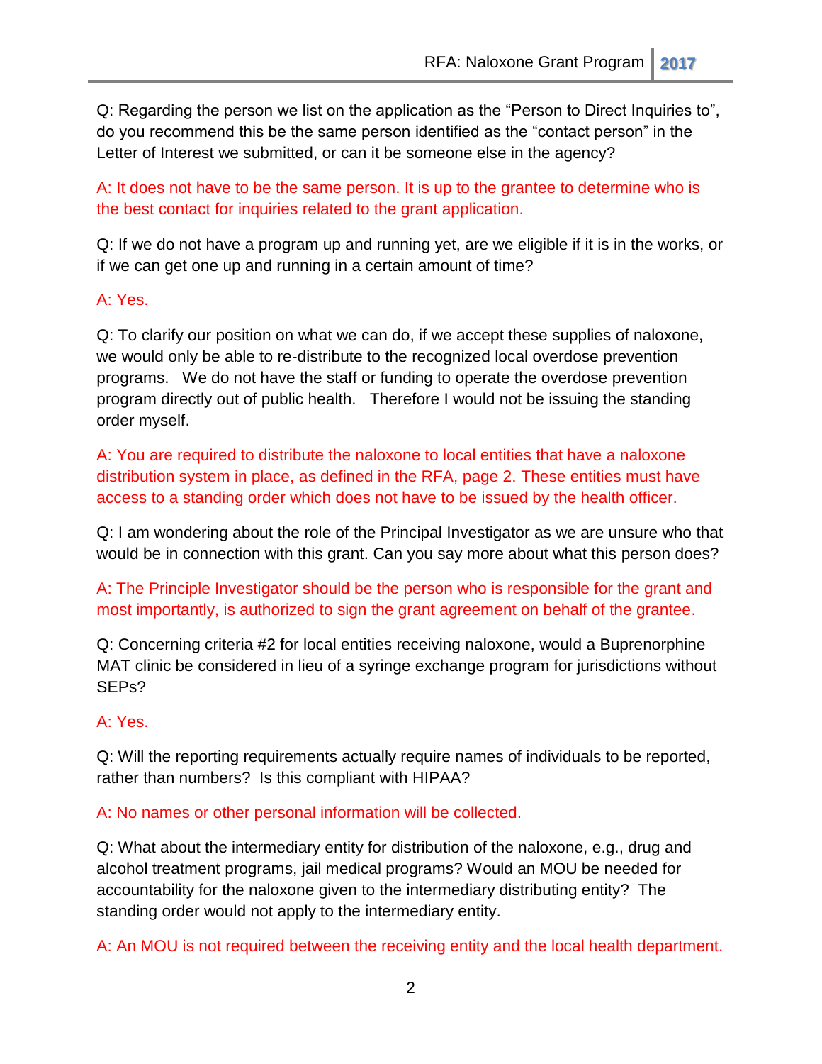Q: Regarding the person we list on the application as the "Person to Direct Inquiries to", do you recommend this be the same person identified as the "contact person" in the Letter of Interest we submitted, or can it be someone else in the agency?

A: It does not have to be the same person. It is up to the grantee to determine who is the best contact for inquiries related to the grant application.

Q: If we do not have a program up and running yet, are we eligible if it is in the works, or if we can get one up and running in a certain amount of time?

A: Yes.

Q: To clarify our position on what we can do, if we accept these supplies of naloxone, we would only be able to re-distribute to the recognized local overdose prevention programs. We do not have the staff or funding to operate the overdose prevention program directly out of public health. Therefore I would not be issuing the standing order myself.

A: You are required to distribute the naloxone to local entities that have a naloxone distribution system in place, as defined in the RFA, page 2. These entities must have access to a standing order which does not have to be issued by the health officer.

Q: I am wondering about the role of the Principal Investigator as we are unsure who that would be in connection with this grant. Can you say more about what this person does?

A: The Principle Investigator should be the person who is responsible for the grant and most importantly, is authorized to sign the grant agreement on behalf of the grantee.

Q: Concerning criteria #2 for local entities receiving naloxone, would a Buprenorphine MAT clinic be considered in lieu of a syringe exchange program for jurisdictions without SEPs?

A: Yes.

Q: Will the reporting requirements actually require names of individuals to be reported, rather than numbers? Is this compliant with HIPAA?

A: No names or other personal information will be collected.

Q: What about the intermediary entity for distribution of the naloxone, e.g., drug and alcohol treatment programs, jail medical programs? Would an MOU be needed for accountability for the naloxone given to the intermediary distributing entity? The standing order would not apply to the intermediary entity.

A: An MOU is not required between the receiving entity and the local health department.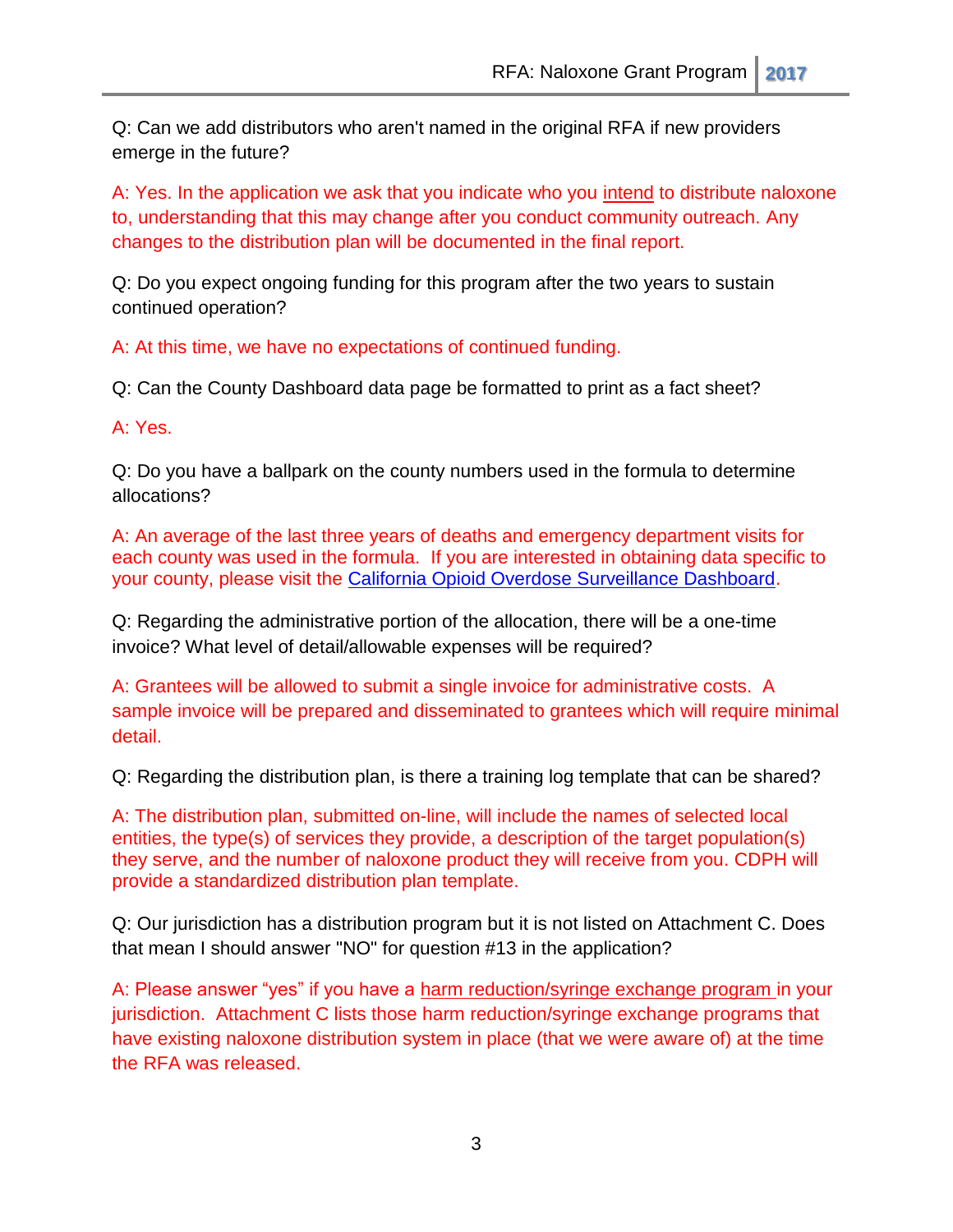Q: Can we add distributors who aren't named in the original RFA if new providers emerge in the future?

A: Yes. In the application we ask that you indicate who you intend to distribute naloxone to, understanding that this may change after you conduct community outreach. Any changes to the distribution plan will be documented in the final report.

Q: Do you expect ongoing funding for this program after the two years to sustain continued operation?

A: At this time, we have no expectations of continued funding.

Q: Can the County Dashboard data page be formatted to print as a fact sheet?

A: Yes.

Q: Do you have a ballpark on the county numbers used in the formula to determine allocations?

A: An average of the last three years of deaths and emergency department visits for each county was used in the formula. If you are interested in obtaining data specific to your county, please visit the California Opioid Overdose Surveillance Dashboard.

Q: Regarding the administrative portion of the allocation, there will be a one-time invoice? What level of detail/allowable expenses will be required?

A: Grantees will be allowed to submit a single invoice for administrative costs. A sample invoice will be prepared and disseminated to grantees which will require minimal detail.

Q: Regarding the distribution plan, is there a training log template that can be shared?

A: The distribution plan, submitted on-line, will include the names of selected local entities, the type(s) of services they provide, a description of the target population(s) they serve, and the number of naloxone product they will receive from you. CDPH will provide a standardized distribution plan template.

Q: Our jurisdiction has a distribution program but it is not listed on Attachment C. Does that mean I should answer "NO" for question #13 in the application?

A: Please answer "yes" if you have a harm reduction/syringe exchange program in your jurisdiction. Attachment C lists those harm reduction/syringe exchange programs that have existing naloxone distribution system in place (that we were aware of) at the time the RFA was released.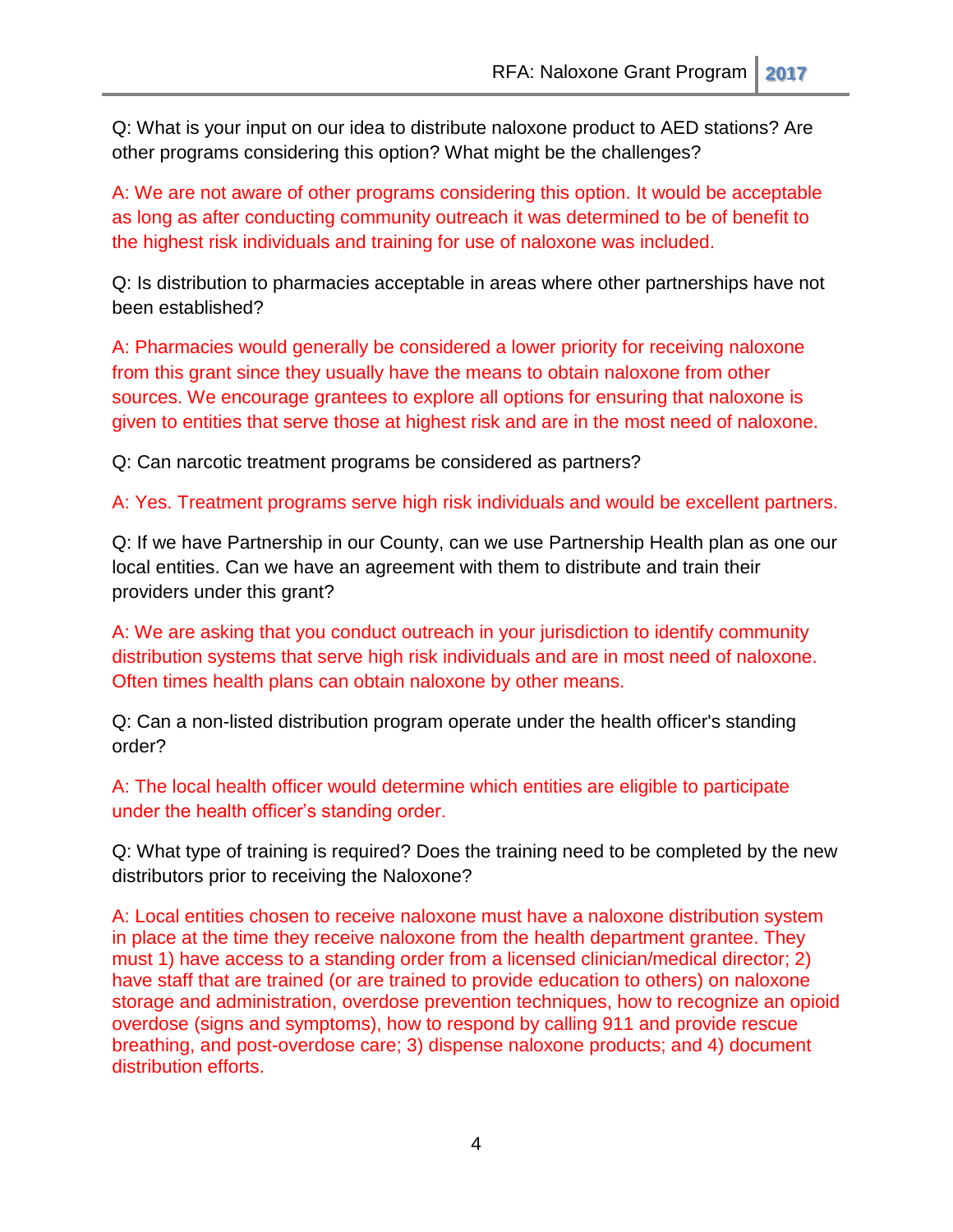Q: What is your input on our idea to distribute naloxone product to AED stations? Are other programs considering this option? What might be the challenges?

A: We are not aware of other programs considering this option. It would be acceptable as long as after conducting community outreach it was determined to be of benefit to the highest risk individuals and training for use of naloxone was included.

Q: Is distribution to pharmacies acceptable in areas where other partnerships have not been established?

A: Pharmacies would generally be considered a lower priority for receiving naloxone from this grant since they usually have the means to obtain naloxone from other sources. We encourage grantees to explore all options for ensuring that naloxone is given to entities that serve those at highest risk and are in the most need of naloxone.

Q: Can narcotic treatment programs be considered as partners?

A: Yes. Treatment programs serve high risk individuals and would be excellent partners.

Q: If we have Partnership in our County, can we use Partnership Health plan as one our local entities. Can we have an agreement with them to distribute and train their providers under this grant?

A: We are asking that you conduct outreach in your jurisdiction to identify community distribution systems that serve high risk individuals and are in most need of naloxone. Often times health plans can obtain naloxone by other means.

Q: Can a non-listed distribution program operate under the health officer's standing order?

A: The local health officer would determine which entities are eligible to participate under the health officer's standing order.

Q: What type of training is required? Does the training need to be completed by the new distributors prior to receiving the Naloxone?

A: Local entities chosen to receive naloxone must have a naloxone distribution system in place at the time they receive naloxone from the health department grantee. They must 1) have access to a standing order from a licensed clinician/medical director; 2) have staff that are trained (or are trained to provide education to others) on naloxone storage and administration, overdose prevention techniques, how to recognize an opioid overdose (signs and symptoms), how to respond by calling 911 and provide rescue breathing, and post-overdose care; 3) dispense naloxone products; and 4) document distribution efforts.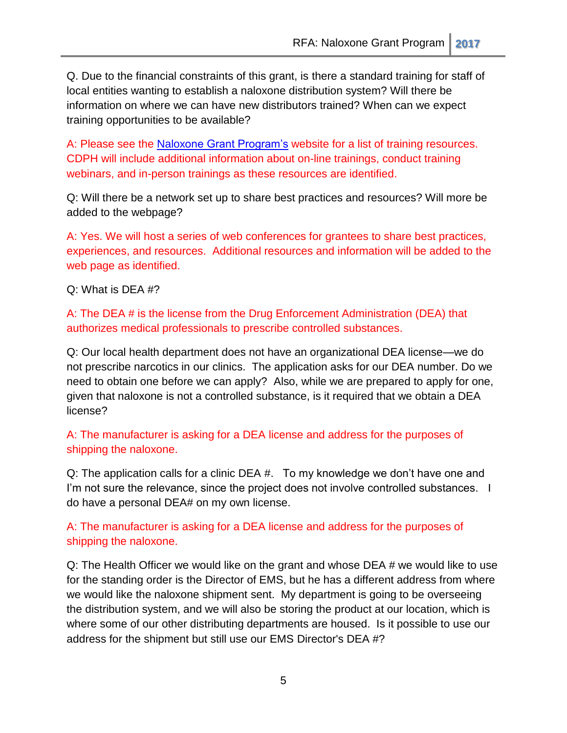Q. Due to the financial constraints of this grant, is there a standard training for staff of local entities wanting to establish a naloxone distribution system? Will there be information on where we can have new distributors trained? When can we expect training opportunities to be available?

A: Please see the Naloxone Grant Program's website for a list of training resources. CDPH will include additional information about on-line trainings, conduct training webinars, and in-person trainings as these resources are identified.

Q: Will there be a network set up to share best practices and resources? Will more be added to the webpage?

A: Yes. We will host a series of web conferences for grantees to share best practices, experiences, and resources. Additional resources and information will be added to the web page as identified.

Q: What is DEA #?

A: The DEA # is the license from the Drug Enforcement Administration (DEA) that authorizes medical professionals to prescribe controlled substances.

Q: Our local health department does not have an organizational DEA license—we do not prescribe narcotics in our clinics. The application asks for our DEA number. Do we need to obtain one before we can apply? Also, while we are prepared to apply for one, given that naloxone is not a controlled substance, is it required that we obtain a DEA license?

A: The manufacturer is asking for a DEA license and address for the purposes of shipping the naloxone.

Q: The application calls for a clinic DEA #. To my knowledge we don't have one and I'm not sure the relevance, since the project does not involve controlled substances. I do have a personal DEA# on my own license.

A: The manufacturer is asking for a DEA license and address for the purposes of shipping the naloxone.

Q: The Health Officer we would like on the grant and whose DEA # we would like to use for the standing order is the Director of EMS, but he has a different address from where we would like the naloxone shipment sent. My department is going to be overseeing the distribution system, and we will also be storing the product at our location, which is where some of our other distributing departments are housed. Is it possible to use our address for the shipment but still use our EMS Director's DEA #?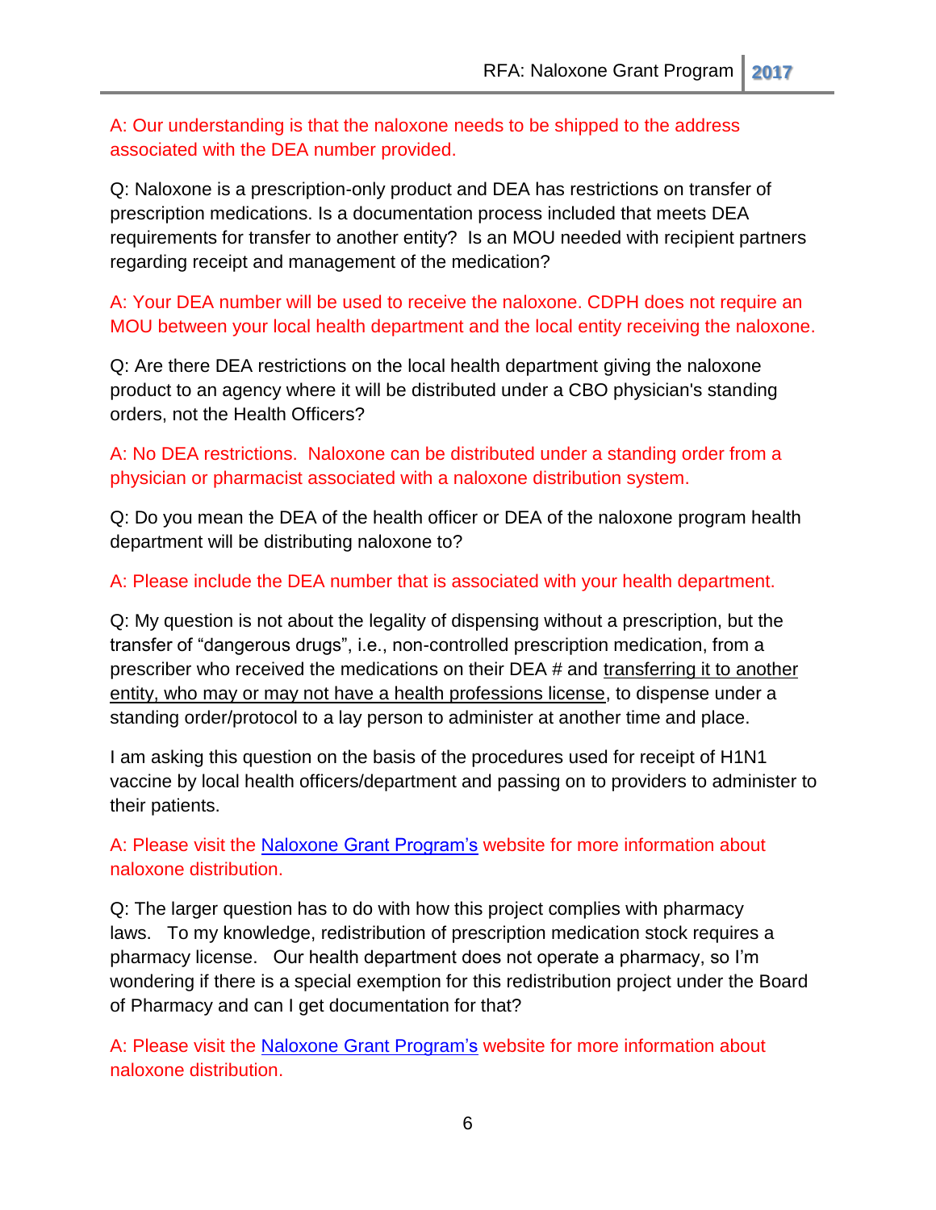A: Our understanding is that the naloxone needs to be shipped to the address associated with the DEA number provided.

Q: Naloxone is a prescription-only product and DEA has restrictions on transfer of prescription medications. Is a documentation process included that meets DEA requirements for transfer to another entity? Is an MOU needed with recipient partners regarding receipt and management of the medication?

A: Your DEA number will be used to receive the naloxone. CDPH does not require an MOU between your local health department and the local entity receiving the naloxone.

Q: Are there DEA restrictions on the local health department giving the naloxone product to an agency where it will be distributed under a CBO physician's standing orders, not the Health Officers?

A: No DEA restrictions. Naloxone can be distributed under a standing order from a physician or pharmacist associated with a naloxone distribution system.

Q: Do you mean the DEA of the health officer or DEA of the naloxone program health department will be distributing naloxone to?

A: Please include the DEA number that is associated with your health department.

Q: My question is not about the legality of dispensing without a prescription, but the transfer of "dangerous drugs", i.e., non-controlled prescription medication, from a prescriber who received the medications on their DEA # and transferring it to another entity, who may or may not have a health professions license, to dispense under a standing order/protocol to a lay person to administer at another time and place.

I am asking this question on the basis of the procedures used for receipt of H1N1 vaccine by local health officers/department and passing on to providers to administer to their patients.

A: Please visit the Naloxone Grant Program's website for more information about naloxone distribution.

Q: The larger question has to do with how this project complies with pharmacy laws. To my knowledge, redistribution of prescription medication stock requires a pharmacy license. Our health department does not operate a pharmacy, so I'm wondering if there is a special exemption for this redistribution project under the Board of Pharmacy and can I get documentation for that?

A: Please visit the Naloxone Grant Program's website for more information about naloxone distribution.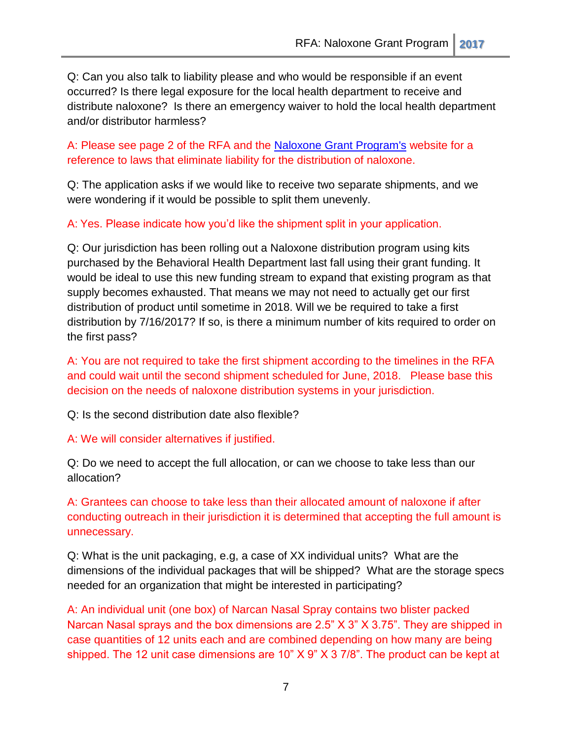Q: Can you also talk to liability please and who would be responsible if an event occurred? Is there legal exposure for the local health department to receive and distribute naloxone? Is there an emergency waiver to hold the local health department and/or distributor harmless?

A: Please see page 2 of the RFA and the Naloxone Grant Program's website for a reference to laws that eliminate liability for the distribution of naloxone.

Q: The application asks if we would like to receive two separate shipments, and we were wondering if it would be possible to split them unevenly.

A: Yes. Please indicate how you'd like the shipment split in your application.

Q: Our jurisdiction has been rolling out a Naloxone distribution program using kits purchased by the Behavioral Health Department last fall using their grant funding. It would be ideal to use this new funding stream to expand that existing program as that supply becomes exhausted. That means we may not need to actually get our first distribution of product until sometime in 2018. Will we be required to take a first distribution by 7/16/2017? If so, is there a minimum number of kits required to order on the first pass?

A: You are not required to take the first shipment according to the timelines in the RFA and could wait until the second shipment scheduled for June, 2018. Please base this decision on the needs of naloxone distribution systems in your jurisdiction.

Q: Is the second distribution date also flexible?

A: We will consider alternatives if justified.

Q: Do we need to accept the full allocation, or can we choose to take less than our allocation?

A: Grantees can choose to take less than their allocated amount of naloxone if after conducting outreach in their jurisdiction it is determined that accepting the full amount is unnecessary.

Q: What is the unit packaging, e.g, a case of XX individual units? What are the dimensions of the individual packages that will be shipped? What are the storage specs needed for an organization that might be interested in participating?

A: An individual unit (one box) of Narcan Nasal Spray contains two blister packed Narcan Nasal sprays and the box dimensions are 2.5" X 3" X 3.75". They are shipped in case quantities of 12 units each and are combined depending on how many are being shipped. The 12 unit case dimensions are 10" X 9" X 3 7/8". The product can be kept at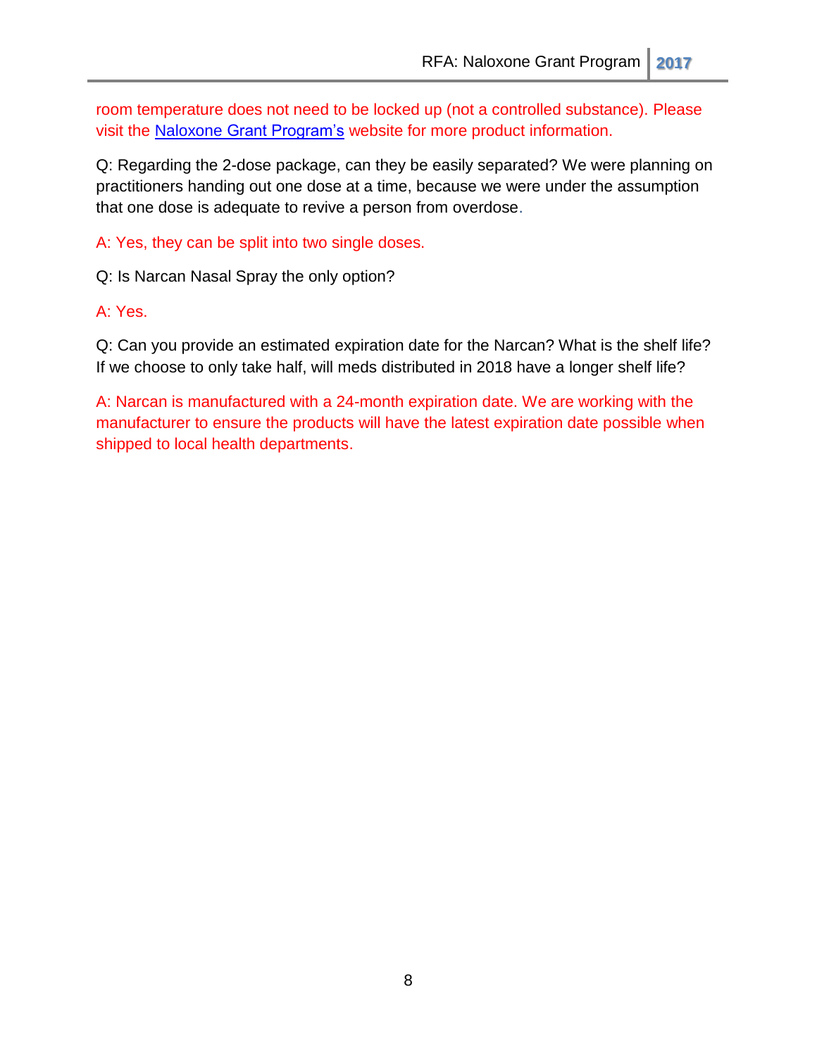room temperature does not need to be locked up (not a controlled substance). Please visit the Naloxone Grant Program's website for more product information.

Q: Regarding the 2-dose package, can they be easily separated? We were planning on practitioners handing out one dose at a time, because we were under the assumption that one dose is adequate to revive a person from overdose.

A: Yes, they can be split into two single doses.

Q: Is Narcan Nasal Spray the only option?

A: Yes.

Q: Can you provide an estimated expiration date for the Narcan? What is the shelf life? If we choose to only take half, will meds distributed in 2018 have a longer shelf life?

A: Narcan is manufactured with a 24-month expiration date. We are working with the manufacturer to ensure the products will have the latest expiration date possible when shipped to local health departments.